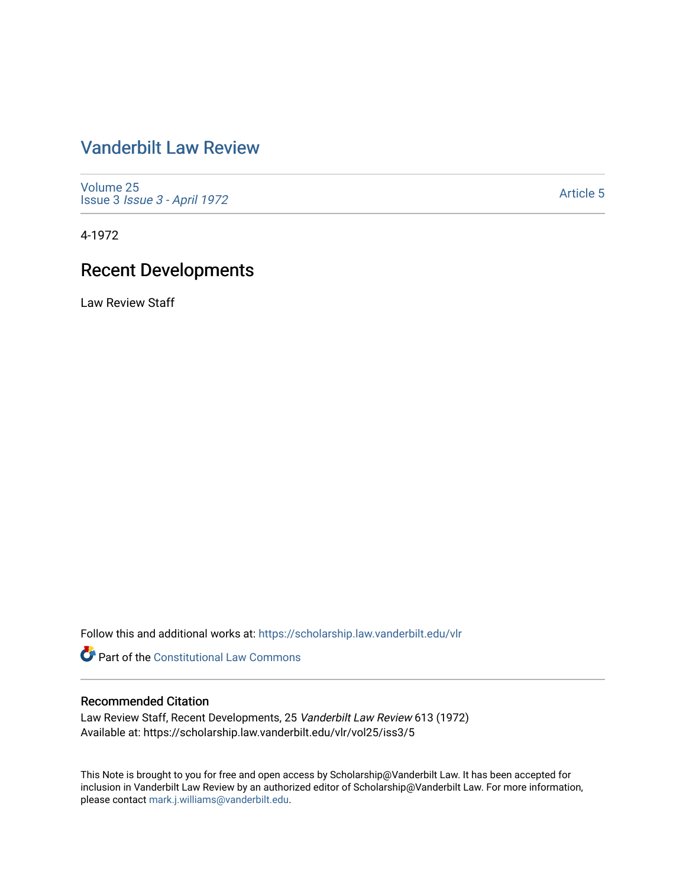# Vanderbilt Law Review

Volume 25
Issue 3 *Issue 3 - April 1972*

Article 5

4-1972

## Recent Developments

Law Review Staff

Follow this and additional works at: https://scholarship.law.vanderbilt.edu/vlr

Part of the Constitutional Law Commons

### Recommended Citation

Law Review Staff, Recent Developments, 25 *Vanderbilt Law Review* 613 (1972)
Available at: https://scholarship.law.vanderbilt.edu/vlr/vol25/iss3/5

This Note is brought to you for free and open access by Scholarship@Vanderbilt Law. It has been accepted for inclusion in Vanderbilt Law Review by an authorized editor of Scholarship@Vanderbilt Law. For more information, please contact mark.j.williams@vanderbilt.edu.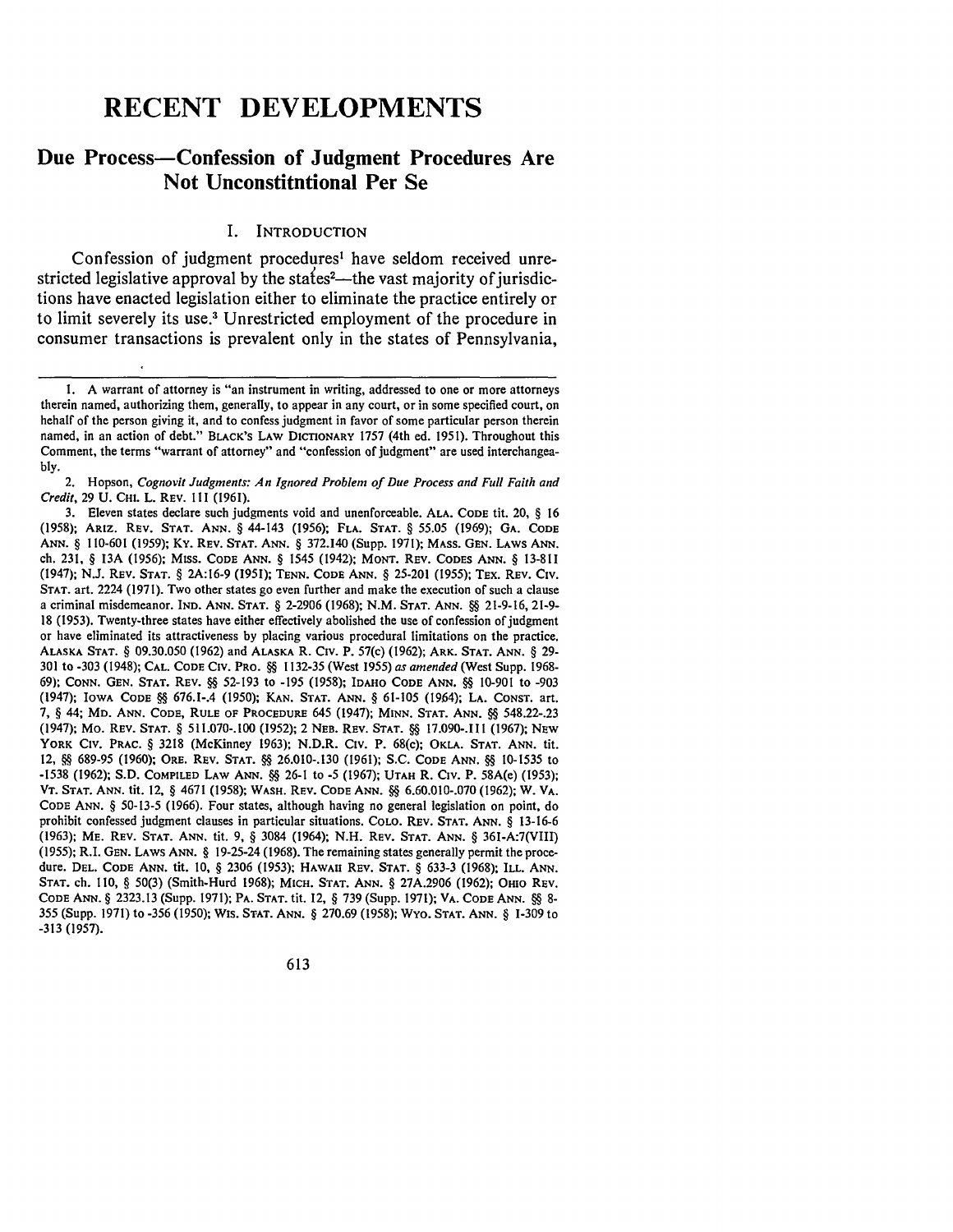# RECENT DEVELOPMENTS

## Due Process—Confession of Judgment Procedures Are Not Unconstitntional Per Se

### I. INTRODUCTION

Confession of judgment procedures[1] have seldom received unrestricted legislative approval by the states[2]—the vast majority of jurisdictions have enacted legislation either to eliminate the practice entirely or to limit severely its use.[3] Unrestricted employment of the procedure in consumer transactions is prevalent only in the states of Pennsylvania,

---

1. A warrant of attorney is "an instrument in writing, addressed to one or more attorneys therein named, authorizing them, generally, to appear in any court, or in some specified court, on behalf of the person giving it, and to confess judgment in favor of some particular person therein named, in an action of debt." BLACK'S LAW DICTIONARY 1757 (4th ed. 1951). Throughout this Comment, the terms "warrant of attorney" and "confession of judgment" are used interchangeably.

2. Hopson, *Cognovit Judgments: An Ignored Problem of Due Process and Full Faith and Credit*, 29 U. CHI. L. REV. 111 (1961).

3. Eleven states declare such judgments void and unenforceable. ALA. CODE tit. 20, § 16 (1958); ARIZ. REV. STAT. ANN. § 44-143 (1956); FLA. STAT. § 55.05 (1969); GA. CODE ANN. § 110-601 (1959); KY. REV. STAT. ANN. § 372.140 (Supp. 1971); MASS. GEN. LAWS ANN. ch. 231, § 13A (1956); MISS. CODE ANN. § 1545 (1942); MONT. REV. CODES ANN. § 13-811 (1947); N.J. REV. STAT. § 2A:16-9 (1951); TENN. CODE ANN. § 25-201 (1955); TEX. REV. CIV. STAT. art. 2224 (1971). Two other states go even further and make the execution of such a clause a criminal misdemeanor. IND. ANN. STAT. § 2-2906 (1968); N.M. STAT. ANN. §§ 21-9-16, 21-9-18 (1953). Twenty-three states have either effectively abolished the use of confession of judgment or have eliminated its attractiveness by placing various procedural limitations on the practice. ALASKA STAT. § 09.30.050 (1962) and ALASKA R. CIV. P. 57(c) (1962); ARK. STAT. ANN. § 29-301 to -303 (1948); CAL. CODE CIV. PRO. §§ 1132-35 (West 1955) *as amended* (West Supp. 1968-69); CONN. GEN. STAT. REV. §§ 52-193 to -195 (1958); IDAHO CODE ANN. §§ 10-901 to -903 (1947); IOWA CODE §§ 676.1-.4 (1950); KAN. STAT. ANN. § 61-105 (1964); LA. CONST. art. 7, § 44; MD. ANN. CODE, RULE OF PROCEDURE 645 (1947); MINN. STAT. ANN. §§ 548.22-.23 (1947); MO. REV. STAT. § 511.070-.100 (1952); 2 NEB. REV. STAT. §§ 17.090-.111 (1967); NEW YORK CIV. PRAC. § 3218 (McKinney 1963); N.D.R. CIV. P. 68(c); OKLA. STAT. ANN. tit. 12, §§ 689-95 (1960); ORE. REV. STAT. §§ 26.010-.130 (1961); S.C. CODE ANN. §§ 10-1535 to -1538 (1962); S.D. COMPILED LAW ANN. §§ 26-1 to -5 (1967); UTAH R. CIV. P. 58A(e) (1953); VT. STAT. ANN. tit. 12, § 4671 (1958); WASH. REV. CODE ANN. §§ 6.60.010-.070 (1962); W. VA. CODE ANN. § 50-13-5 (1966). Four states, although having no general legislation on point, do prohibit confessed judgment clauses in particular situations. COLO. REV. STAT. ANN. § 13-16-6 (1963); ME. REV. STAT. ANN. tit. 9, § 3084 (1964); N.H. REV. STAT. ANN. § 361-A:7(VIII) (1955); R.I. GEN. LAWS ANN. § 19-25-24 (1968). The remaining states generally permit the procedure. DEL. CODE ANN. tit. 10, § 2306 (1953); HAWAII REV. STAT. § 633-3 (1968); ILL. ANN. STAT. ch. 110, § 50(3) (Smith-Hurd 1968); MICH. STAT. ANN. § 27A.2906 (1962); OHIO REV. CODE ANN. § 2323.13 (Supp. 1971); PA. STAT. tit. 12, § 739 (Supp. 1971); VA. CODE ANN. §§ 8-355 (Supp. 1971) to -356 (1950); WIS. STAT. ANN. § 270.69 (1958); WYO. STAT. ANN. § 1-309 to -313 (1957).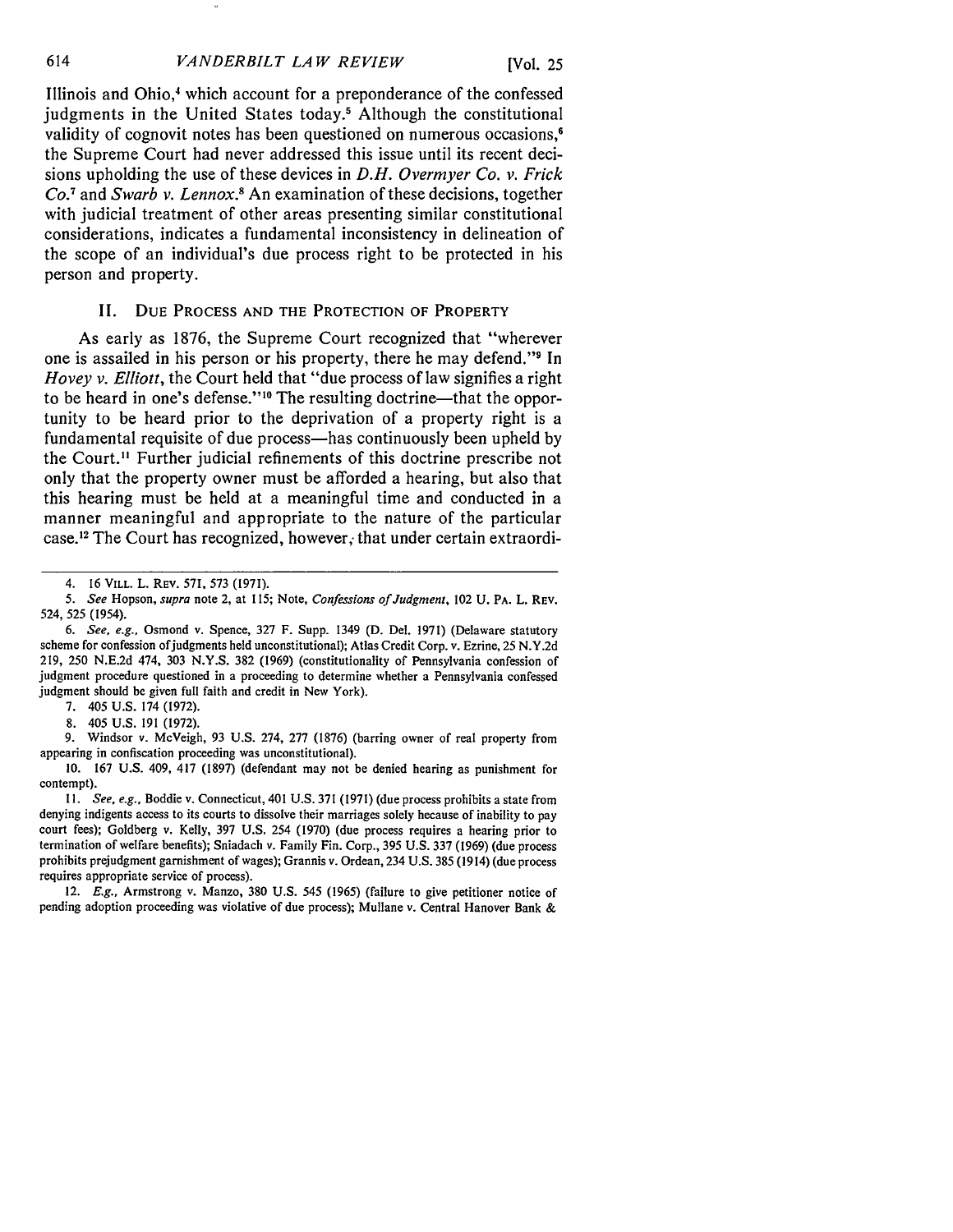Illinois and Ohio,[4] which account for a preponderance of the confessed judgments in the United States today.[5] Although the constitutional validity of cognovit notes has been questioned on numerous occasions,[6] the Supreme Court had never addressed this issue until its recent decisions upholding the use of these devices in *D.H. Overmyer Co. v. Frick Co.*[7] and *Swarb v. Lennox.*[8] An examination of these decisions, together with judicial treatment of other areas presenting similar constitutional considerations, indicates a fundamental inconsistency in delineation of the scope of an individual's due process right to be protected in his person and property.

## II. Due Process and the Protection of Property

As early as 1876, the Supreme Court recognized that "wherever one is assailed in his person or his property, there he may defend."[9] In *Hovey v. Elliott*, the Court held that "due process of law signifies a right to be heard in one's defense."[10] The resulting doctrine—that the opportunity to be heard prior to the deprivation of a property right is a fundamental requisite of due process—has continuously been upheld by the Court.[11] Further judicial refinements of this doctrine prescribe not only that the property owner must be afforded a hearing, but also that this hearing must be held at a meaningful time and conducted in a manner meaningful and appropriate to the nature of the particular case.[12] The Court has recognized, however, that under certain extraordi-

---

4. 16 Vill. L. Rev. 571, 573 (1971).

5. *See* Hopson, *supra* note 2, at 115; Note, *Confessions of Judgment*, 102 U. Pa. L. Rev. 524, 525 (1954).

6. *See, e.g.*, Osmond v. Spence, 327 F. Supp. 1349 (D. Del. 1971) (Delaware statutory scheme for confession of judgments held unconstitutional); Atlas Credit Corp. v. Ezrine, 25 N.Y.2d 219, 250 N.E.2d 474, 303 N.Y.S. 382 (1969) (constitutionality of Pennsylvania confession of judgment procedure questioned in a proceeding to determine whether a Pennsylvania confessed judgment should be given full faith and credit in New York).

7. 405 U.S. 174 (1972).

8. 405 U.S. 191 (1972).

9. Windsor v. McVeigh, 93 U.S. 274, 277 (1876) (barring owner of real property from appearing in confiscation proceeding was unconstitutional).

10. 167 U.S. 409, 417 (1897) (defendant may not be denied hearing as punishment for contempt).

11. *See, e.g.*, Boddie v. Connecticut, 401 U.S. 371 (1971) (due process prohibits a state from denying indigents access to its courts to dissolve their marriages solely because of inability to pay court fees); Goldberg v. Kelly, 397 U.S. 254 (1970) (due process requires a hearing prior to termination of welfare benefits); Sniadach v. Family Fin. Corp., 395 U.S. 337 (1969) (due process prohibits prejudgment garnishment of wages); Grannis v. Ordean, 234 U.S. 385 (1914) (due process requires appropriate service of process).

12. *E.g.*, Armstrong v. Manzo, 380 U.S. 545 (1965) (failure to give petitioner notice of pending adoption proceeding was violative of due process); Mullane v. Central Hanover Bank &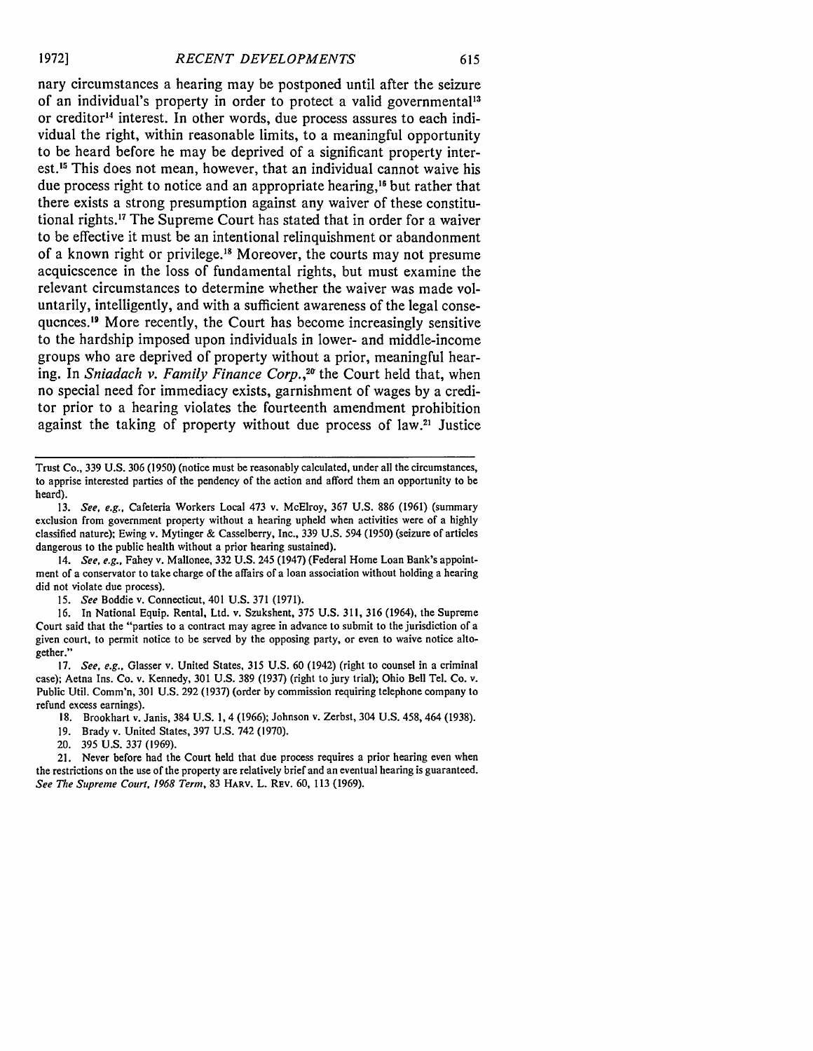nary circumstances a hearing may be postponed until after the seizure of an individual's property in order to protect a valid governmental[13] or creditor[14] interest. In other words, due process assures to each individual the right, within reasonable limits, to a meaningful opportunity to be heard before he may be deprived of a significant property interest.[15] This does not mean, however, that an individual cannot waive his due process right to notice and an appropriate hearing,[16] but rather that there exists a strong presumption against any waiver of these constitutional rights.[17] The Supreme Court has stated that in order for a waiver to be effective it must be an intentional relinquishment or abandonment of a known right or privilege.[18] Moreover, the courts may not presume acquiescence in the loss of fundamental rights, but must examine the relevant circumstances to determine whether the waiver was made voluntarily, intelligently, and with a sufficient awareness of the legal consequences.[19] More recently, the Court has become increasingly sensitive to the hardship imposed upon individuals in lower- and middle-income groups who are deprived of property without a prior, meaningful hearing. In *Sniadach v. Family Finance Corp.*,[20] the Court held that, when no special need for immediacy exists, garnishment of wages by a creditor prior to a hearing violates the fourteenth amendment prohibition against the taking of property without due process of law.[21] Justice

---

Trust Co., 339 U.S. 306 (1950) (notice must be reasonably calculated, under all the circumstances, to apprise interested parties of the pendency of the action and afford them an opportunity to be heard).

13. *See, e.g.*, Cafeteria Workers Local 473 v. McElroy, 367 U.S. 886 (1961) (summary exclusion from government property without a hearing upheld when activities were of a highly classified nature); Ewing v. Mytinger & Casselberry, Inc., 339 U.S. 594 (1950) (seizure of articles dangerous to the public health without a prior hearing sustained).

14. *See, e.g.*, Fahey v. Mallonee, 332 U.S. 245 (1947) (Federal Home Loan Bank's appointment of a conservator to take charge of the affairs of a loan association without holding a hearing did not violate due process).

15. *See* Boddie v. Connecticut, 401 U.S. 371 (1971).

16. In National Equip. Rental, Ltd. v. Szukshent, 375 U.S. 311, 316 (1964), the Supreme Court said that the "parties to a contract may agree in advance to submit to the jurisdiction of a given court, to permit notice to be served by the opposing party, or even to waive notice altogether."

17. *See, e.g.*, Glasser v. United States, 315 U.S. 60 (1942) (right to counsel in a criminal case); Aetna Ins. Co. v. Kennedy, 301 U.S. 389 (1937) (right to jury trial); Ohio Bell Tel. Co. v. Public Util. Comm'n, 301 U.S. 292 (1937) (order by commission requiring telephone company to refund excess earnings).

18. Brookhart v. Janis, 384 U.S. 1, 4 (1966); Johnson v. Zerbst, 304 U.S. 458, 464 (1938).

19. Brady v. United States, 397 U.S. 742 (1970).

20. 395 U.S. 337 (1969).

21. Never before had the Court held that due process requires a prior hearing even when the restrictions on the use of the property are relatively brief and an eventual hearing is guaranteed. *See The Supreme Court, 1968 Term*, 83 HARV. L. REV. 60, 113 (1969).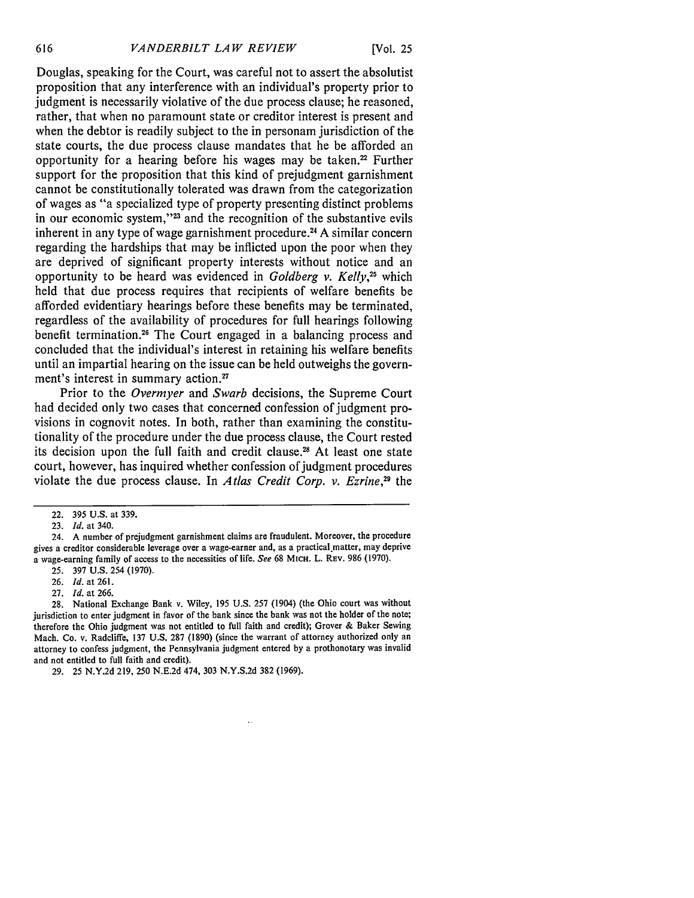Douglas, speaking for the Court, was careful not to assert the absolutist proposition that any interference with an individual's property prior to judgment is necessarily violative of the due process clause; he reasoned, rather, that when no paramount state or creditor interest is present and when the debtor is readily subject to the in personam jurisdiction of the state courts, the due process clause mandates that he be afforded an opportunity for a hearing before his wages may be taken.[22] Further support for the proposition that this kind of prejudgment garnishment cannot be constitutionally tolerated was drawn from the categorization of wages as "a specialized type of property presenting distinct problems in our economic system,"[23] and the recognition of the substantive evils inherent in any type of wage garnishment procedure.[24] A similar concern regarding the hardships that may be inflicted upon the poor when they are deprived of significant property interests without notice and an opportunity to be heard was evidenced in *Goldberg v. Kelly*,[25] which held that due process requires that recipients of welfare benefits be afforded evidentiary hearings before these benefits may be terminated, regardless of the availability of procedures for full hearings following benefit termination.[26] The Court engaged in a balancing process and concluded that the individual's interest in retaining his welfare benefits until an impartial hearing on the issue can be held outweighs the government's interest in summary action.[27]

Prior to the *Overmyer* and *Swarb* decisions, the Supreme Court had decided only two cases that concerned confession of judgment provisions in cognovit notes. In both, rather than examining the constitutionality of the procedure under the due process clause, the Court rested its decision upon the full faith and credit clause.[28] At least one state court, however, has inquired whether confession of judgment procedures violate the due process clause. In *Atlas Credit Corp. v. Ezrine*,[29] the

---

22. 395 U.S. at 339.

23. *Id.* at 340.

24. A number of prejudgment garnishment claims are fraudulent. Moreover, the procedure gives a creditor considerable leverage over a wage-earner and, as a practical matter, may deprive a wage-earning family of access to the necessities of life. *See* 68 MICH. L. REV. 986 (1970).

25. 397 U.S. 254 (1970).

26. *Id.* at 261.

27. *Id.* at 266.

28. National Exchange Bank v. Wiley, 195 U.S. 257 (1904) (the Ohio court was without jurisdiction to enter judgment in favor of the bank since the bank was not the holder of the note; therefore the Ohio judgment was not entitled to full faith and credit); Grover & Baker Sewing Mach. Co. v. Radcliffe, 137 U.S. 287 (1890) (since the warrant of attorney authorized only an attorney to confess judgment, the Pennsylvania judgment entered by a prothonotary was invalid and not entitled to full faith and credit).

29. 25 N.Y.2d 219, 250 N.E.2d 474, 303 N.Y.S.2d 382 (1969).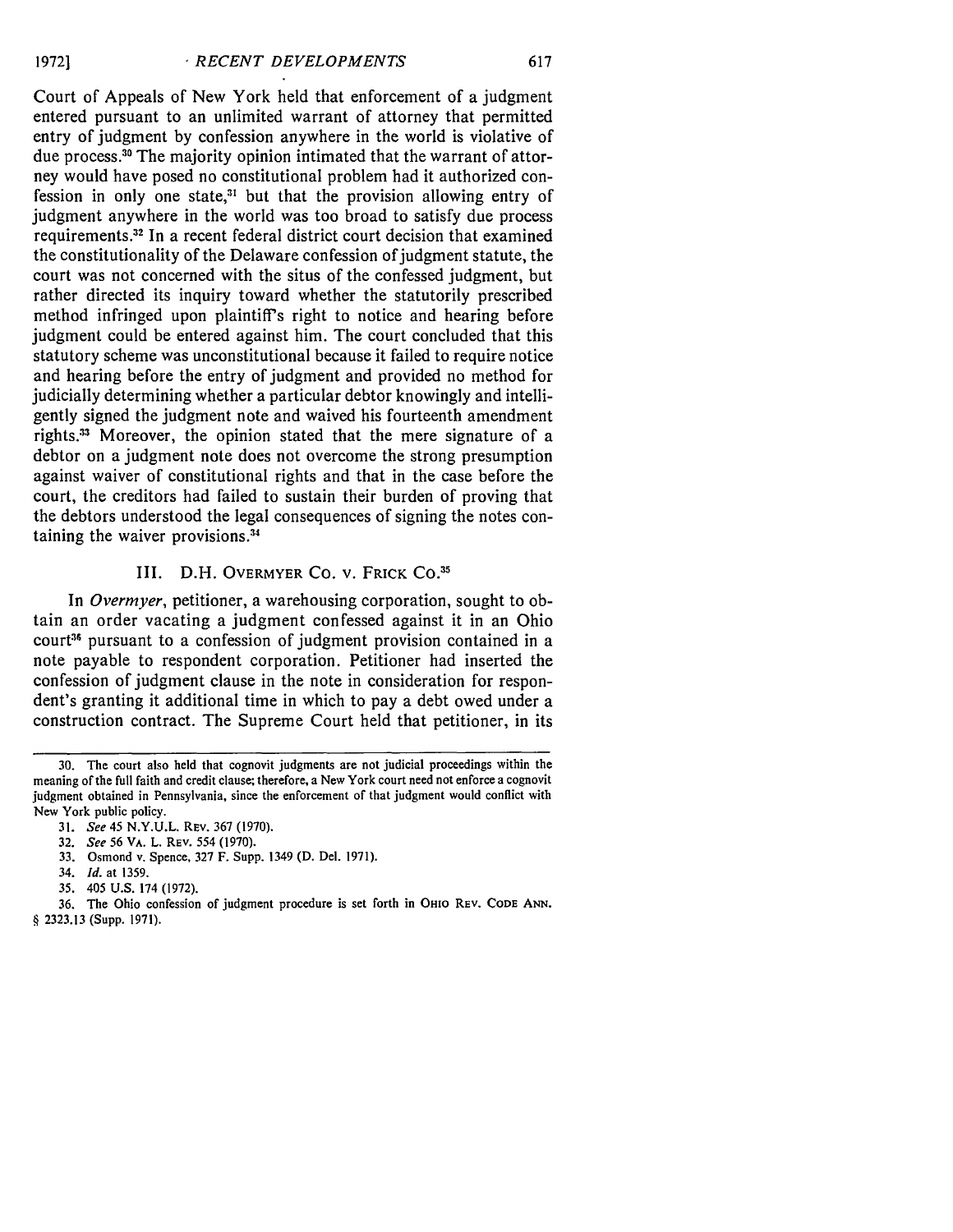Court of Appeals of New York held that enforcement of a judgment entered pursuant to an unlimited warrant of attorney that permitted entry of judgment by confession anywhere in the world is violative of due process.[30] The majority opinion intimated that the warrant of attorney would have posed no constitutional problem had it authorized confession in only one state,[31] but that the provision allowing entry of judgment anywhere in the world was too broad to satisfy due process requirements.[32] In a recent federal district court decision that examined the constitutionality of the Delaware confession of judgment statute, the court was not concerned with the situs of the confessed judgment, but rather directed its inquiry toward whether the statutorily prescribed method infringed upon plaintiff's right to notice and hearing before judgment could be entered against him. The court concluded that this statutory scheme was unconstitutional because it failed to require notice and hearing before the entry of judgment and provided no method for judicially determining whether a particular debtor knowingly and intelligently signed the judgment note and waived his fourteenth amendment rights.[33] Moreover, the opinion stated that the mere signature of a debtor on a judgment note does not overcome the strong presumption against waiver of constitutional rights and that in the case before the court, the creditors had failed to sustain their burden of proving that the debtors understood the legal consequences of signing the notes containing the waiver provisions.[34]

### III. D.H. OVERMYER CO. v. FRICK CO.[35]

In *Overmyer*, petitioner, a warehousing corporation, sought to obtain an order vacating a judgment confessed against it in an Ohio court[36] pursuant to a confession of judgment provision contained in a note payable to respondent corporation. Petitioner had inserted the confession of judgment clause in the note in consideration for respondent's granting it additional time in which to pay a debt owed under a construction contract. The Supreme Court held that petitioner, in its

---

30. The court also held that cognovit judgments are not judicial proceedings within the meaning of the full faith and credit clause; therefore, a New York court need not enforce a cognovit judgment obtained in Pennsylvania, since the enforcement of that judgment would conflict with New York public policy.

31. *See* 45 N.Y.U.L. REV. 367 (1970).

32. *See* 56 VA. L. REV. 554 (1970).

33. Osmond v. Spence, 327 F. Supp. 1349 (D. Del. 1971).

34. *Id.* at 1359.

35. 405 U.S. 174 (1972).

36. The Ohio confession of judgment procedure is set forth in OHIO REV. CODE ANN. § 2323.13 (Supp. 1971).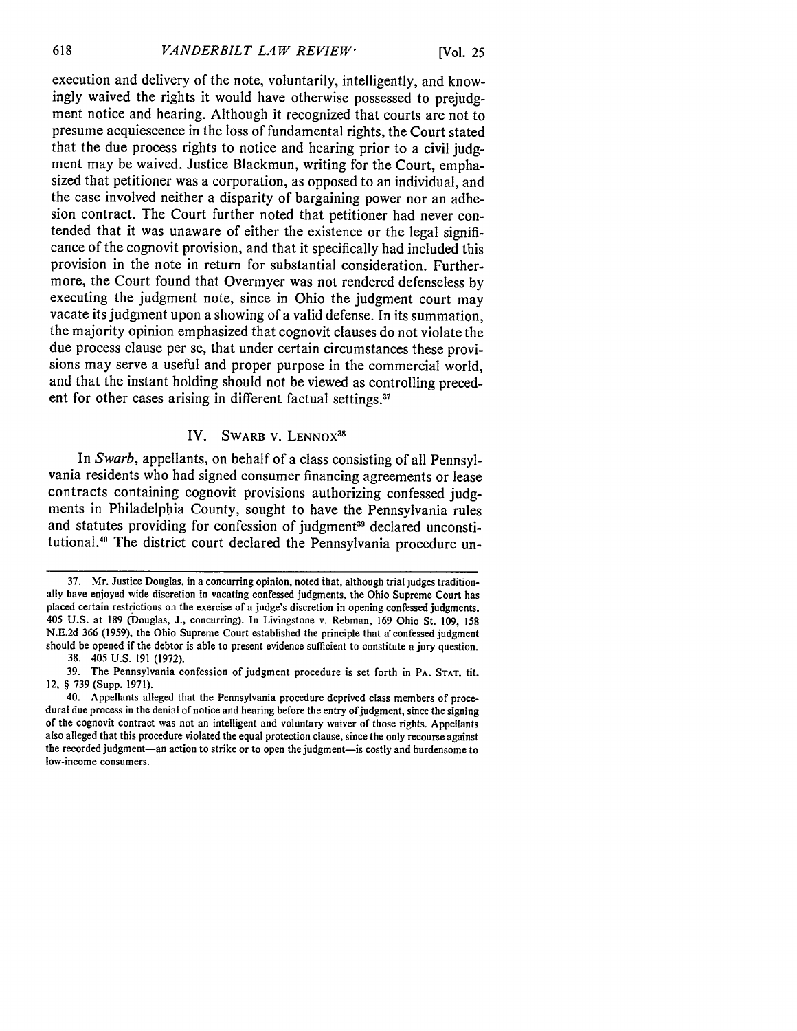execution and delivery of the note, voluntarily, intelligently, and knowingly waived the rights it would have otherwise possessed to prejudgment notice and hearing. Although it recognized that courts are not to presume acquiescence in the loss of fundamental rights, the Court stated that the due process rights to notice and hearing prior to a civil judgment may be waived. Justice Blackmun, writing for the Court, emphasized that petitioner was a corporation, as opposed to an individual, and the case involved neither a disparity of bargaining power nor an adhesion contract. The Court further noted that petitioner had never contended that it was unaware of either the existence or the legal significance of the cognovit provision, and that it specifically had included this provision in the note in return for substantial consideration. Furthermore, the Court found that Overmyer was not rendered defenseless by executing the judgment note, since in Ohio the judgment court may vacate its judgment upon a showing of a valid defense. In its summation, the majority opinion emphasized that cognovit clauses do not violate the due process clause per se, that under certain circumstances these provisions may serve a useful and proper purpose in the commercial world, and that the instant holding should not be viewed as controlling precedent for other cases arising in different factual settings.[37]

## IV. SWARB V. LENNOX[38]

In *Swarb*, appellants, on behalf of a class consisting of all Pennsylvania residents who had signed consumer financing agreements or lease contracts containing cognovit provisions authorizing confessed judgments in Philadelphia County, sought to have the Pennsylvania rules and statutes providing for confession of judgment[39] declared unconstitutional.[40] The district court declared the Pennsylvania procedure un-

---

37. Mr. Justice Douglas, in a concurring opinion, noted that, although trial judges traditionally have enjoyed wide discretion in vacating confessed judgments, the Ohio Supreme Court has placed certain restrictions on the exercise of a judge's discretion in opening confessed judgments. 405 U.S. at 189 (Douglas, J., concurring). In Livingstone v. Rebman, 169 Ohio St. 109, 158 N.E.2d 366 (1959), the Ohio Supreme Court established the principle that a confessed judgment should be opened if the debtor is able to present evidence sufficient to constitute a jury question.

38. 405 U.S. 191 (1972).

39. The Pennsylvania confession of judgment procedure is set forth in PA. STAT. tit. 12, § 739 (Supp. 1971).

40. Appellants alleged that the Pennsylvania procedure deprived class members of procedural due process in the denial of notice and hearing before the entry of judgment, since the signing of the cognovit contract was not an intelligent and voluntary waiver of those rights. Appellants also alleged that this procedure violated the equal protection clause, since the only recourse against the recorded judgment—an action to strike or to open the judgment—is costly and burdensome to low-income consumers.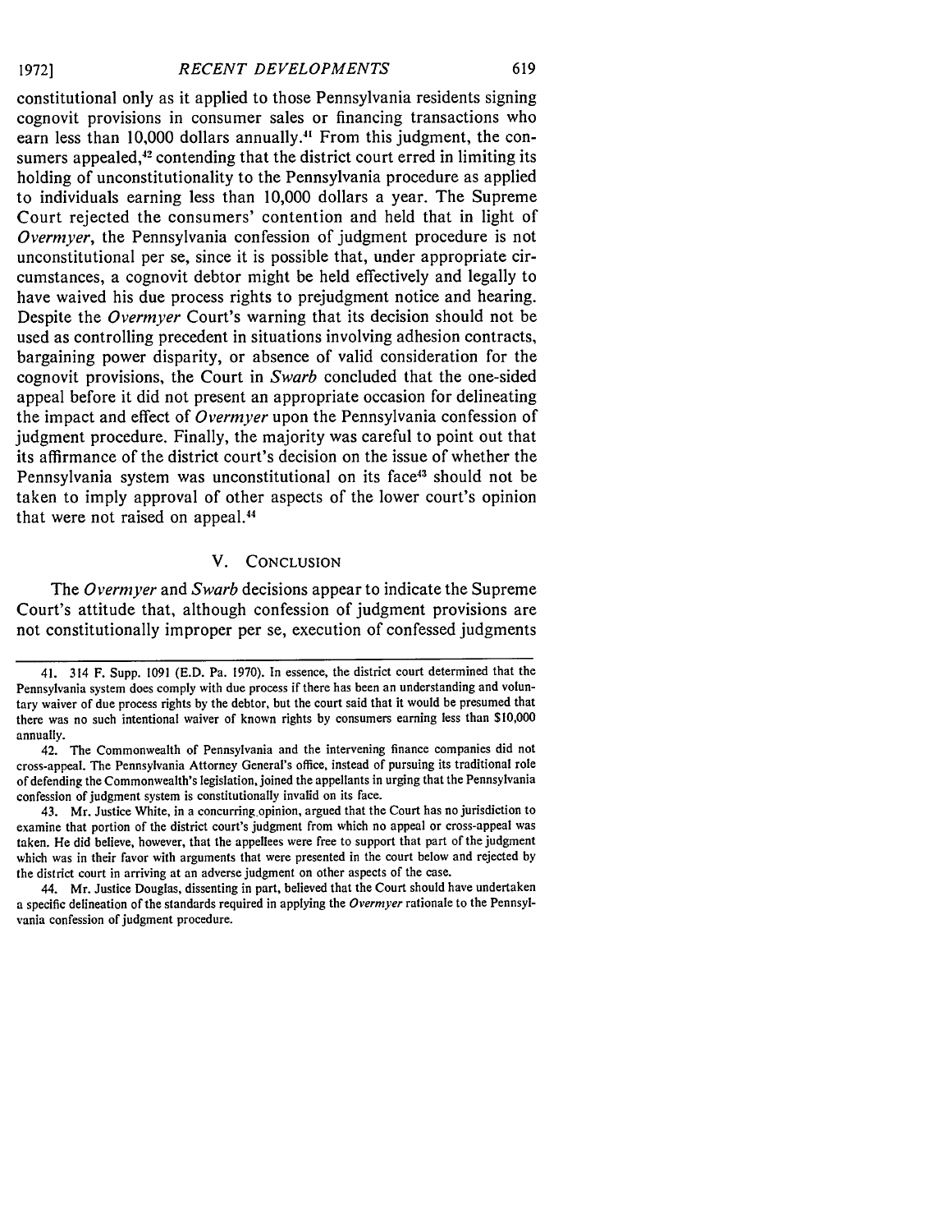constitutional only as it applied to those Pennsylvania residents signing cognovit provisions in consumer sales or financing transactions who earn less than 10,000 dollars annually.[41] From this judgment, the consumers appealed,[42] contending that the district court erred in limiting its holding of unconstitutionality to the Pennsylvania procedure as applied to individuals earning less than 10,000 dollars a year. The Supreme Court rejected the consumers' contention and held that in light of *Overmyer*, the Pennsylvania confession of judgment procedure is not unconstitutional per se, since it is possible that, under appropriate circumstances, a cognovit debtor might be held effectively and legally to have waived his due process rights to prejudgment notice and hearing. Despite the *Overmyer* Court's warning that its decision should not be used as controlling precedent in situations involving adhesion contracts, bargaining power disparity, or absence of valid consideration for the cognovit provisions, the Court in *Swarb* concluded that the one-sided appeal before it did not present an appropriate occasion for delineating the impact and effect of *Overmyer* upon the Pennsylvania confession of judgment procedure. Finally, the majority was careful to point out that its affirmance of the district court's decision on the issue of whether the Pennsylvania system was unconstitutional on its face[43] should not be taken to imply approval of other aspects of the lower court's opinion that were not raised on appeal.[44]

## V. CONCLUSION

The *Overmyer* and *Swarb* decisions appear to indicate the Supreme Court's attitude that, although confession of judgment provisions are not constitutionally improper per se, execution of confessed judgments

---

41. 314 F. Supp. 1091 (E.D. Pa. 1970). In essence, the district court determined that the Pennsylvania system does comply with due process if there has been an understanding and voluntary waiver of due process rights by the debtor, but the court said that it would be presumed that there was no such intentional waiver of known rights by consumers earning less than $10,000 annually.

42. The Commonwealth of Pennsylvania and the intervening finance companies did not cross-appeal. The Pennsylvania Attorney General's office, instead of pursuing its traditional role of defending the Commonwealth's legislation, joined the appellants in urging that the Pennsylvania confession of judgment system is constitutionally invalid on its face.

43. Mr. Justice White, in a concurring opinion, argued that the Court has no jurisdiction to examine that portion of the district court's judgment from which no appeal or cross-appeal was taken. He did believe, however, that the appellees were free to support that part of the judgment which was in their favor with arguments that were presented in the court below and rejected by the district court in arriving at an adverse judgment on other aspects of the case.

44. Mr. Justice Douglas, dissenting in part, believed that the Court should have undertaken a specific delineation of the standards required in applying the *Overmyer* rationale to the Pennsylvania confession of judgment procedure.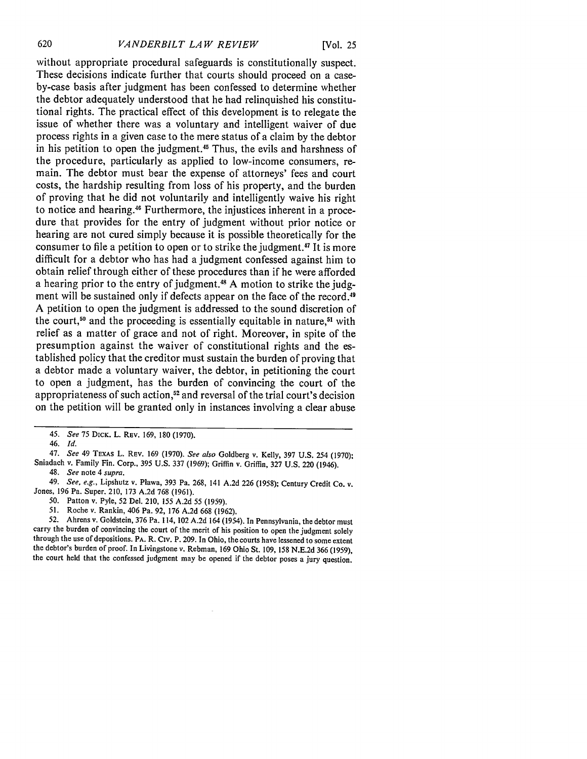without appropriate procedural safeguards is constitutionally suspect. These decisions indicate further that courts should proceed on a case-by-case basis after judgment has been confessed to determine whether the debtor adequately understood that he had relinquished his constitutional rights. The practical effect of this development is to relegate the issue of whether there was a voluntary and intelligent waiver of due process rights in a given case to the mere status of a claim by the debtor in his petition to open the judgment.[45] Thus, the evils and harshness of the procedure, particularly as applied to low-income consumers, remain. The debtor must bear the expense of attorneys' fees and court costs, the hardship resulting from loss of his property, and the burden of proving that he did not voluntarily and intelligently waive his right to notice and hearing.[46] Furthermore, the injustices inherent in a procedure that provides for the entry of judgment without prior notice or hearing are not cured simply because it is possible theoretically for the consumer to file a petition to open or to strike the judgment.[47] It is more difficult for a debtor who has had a judgment confessed against him to obtain relief through either of these procedures than if he were afforded a hearing prior to the entry of judgment.[48] A motion to strike the judgment will be sustained only if defects appear on the face of the record.[49] A petition to open the judgment is addressed to the sound discretion of the court,[50] and the proceeding is essentially equitable in nature,[51] with relief as a matter of grace and not of right. Moreover, in spite of the presumption against the waiver of constitutional rights and the established policy that the creditor must sustain the burden of proving that a debtor made a voluntary waiver, the debtor, in petitioning the court to open a judgment, has the burden of convincing the court of the appropriateness of such action,[52] and reversal of the trial court's decision on the petition will be granted only in instances involving a clear abuse

---

45. *See* 75 Dick. L. Rev. 169, 180 (1970).

46. *Id.*

47. *See* 49 Texas L. Rev. 169 (1970). *See also* Goldberg v. Kelly, 397 U.S. 254 (1970); Sniadach v. Family Fin. Corp., 395 U.S. 337 (1969); Griffin v. Griffin, 327 U.S. 220 (1946).

48. *See* note 4 *supra*.

49. *See, e.g.*, Lipshutz v. Plawa, 393 Pa. 268, 141 A.2d 226 (1958); Century Credit Co. v. Jones, 196 Pa. Super. 210, 173 A.2d 768 (1961).

50. Patton v. Pyle, 52 Del. 210, 155 A.2d 55 (1959).

51. Roche v. Rankin, 406 Pa. 92, 176 A.2d 668 (1962).

52. Ahrens v. Goldstein, 376 Pa. 114, 102 A.2d 164 (1954). In Pennsylvania, the debtor must carry the burden of convincing the court of the merit of his position to open the judgment solely through the use of depositions. Pa. R. Civ. P. 209. In Ohio, the courts have lessened to some extent the debtor's burden of proof. In Livingstone v. Rebman, 169 Ohio St. 109, 158 N.E.2d 366 (1959), the court held that the confessed judgment may be opened if the debtor poses a jury question.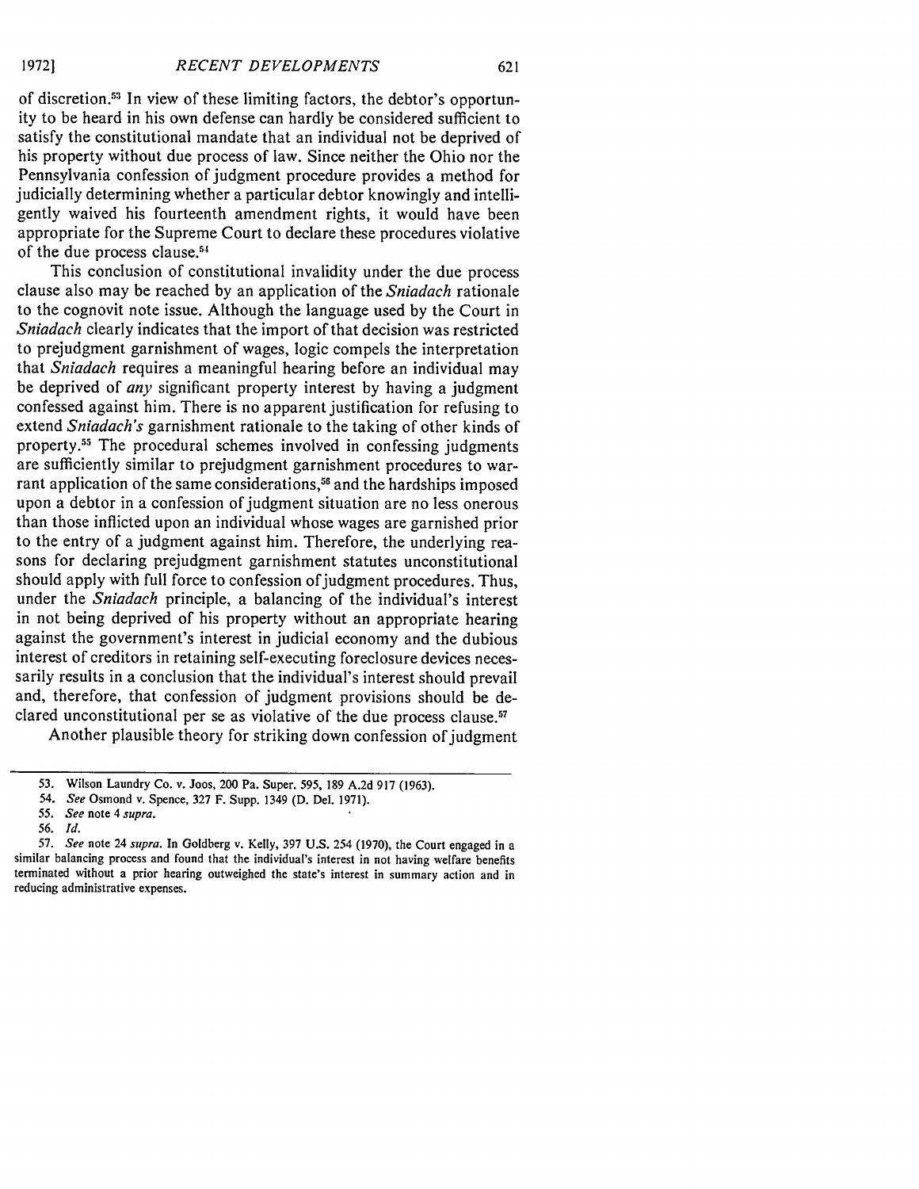of discretion.[53] In view of these limiting factors, the debtor's opportunity to be heard in his own defense can hardly be considered sufficient to satisfy the constitutional mandate that an individual not be deprived of his property without due process of law. Since neither the Ohio nor the Pennsylvania confession of judgment procedure provides a method for judicially determining whether a particular debtor knowingly and intelligently waived his fourteenth amendment rights, it would have been appropriate for the Supreme Court to declare these procedures violative of the due process clause.[54]

This conclusion of constitutional invalidity under the due process clause also may be reached by an application of the *Sniadach* rationale to the cognovit note issue. Although the language used by the Court in *Sniadach* clearly indicates that the import of that decision was restricted to prejudgment garnishment of wages, logic compels the interpretation that *Sniadach* requires a meaningful hearing before an individual may be deprived of *any* significant property interest by having a judgment confessed against him. There is no apparent justification for refusing to extend *Sniadach's* garnishment rationale to the taking of other kinds of property.[55] The procedural schemes involved in confessing judgments are sufficiently similar to prejudgment garnishment procedures to warrant application of the same considerations,[56] and the hardships imposed upon a debtor in a confession of judgment situation are no less onerous than those inflicted upon an individual whose wages are garnished prior to the entry of a judgment against him. Therefore, the underlying reasons for declaring prejudgment garnishment statutes unconstitutional should apply with full force to confession of judgment procedures. Thus, under the *Sniadach* principle, a balancing of the individual's interest in not being deprived of his property without an appropriate hearing against the government's interest in judicial economy and the dubious interest of creditors in retaining self-executing foreclosure devices necessarily results in a conclusion that the individual's interest should prevail and, therefore, that confession of judgment provisions should be declared unconstitutional per se as violative of the due process clause.[57]

Another plausible theory for striking down confession of judgment

---

53. Wilson Laundry Co. v. Joos, 200 Pa. Super. 595, 189 A.2d 917 (1963).

54. *See* Osmond v. Spence, 327 F. Supp. 1349 (D. Del. 1971).

55. *See* note 4 *supra.*

56. *Id.*

57. *See* note 24 *supra.* In Goldberg v. Kelly, 397 U.S. 254 (1970), the Court engaged in a similar balancing process and found that the individual's interest in not having welfare benefits terminated without a prior hearing outweighed the state's interest in summary action and in reducing administrative expenses.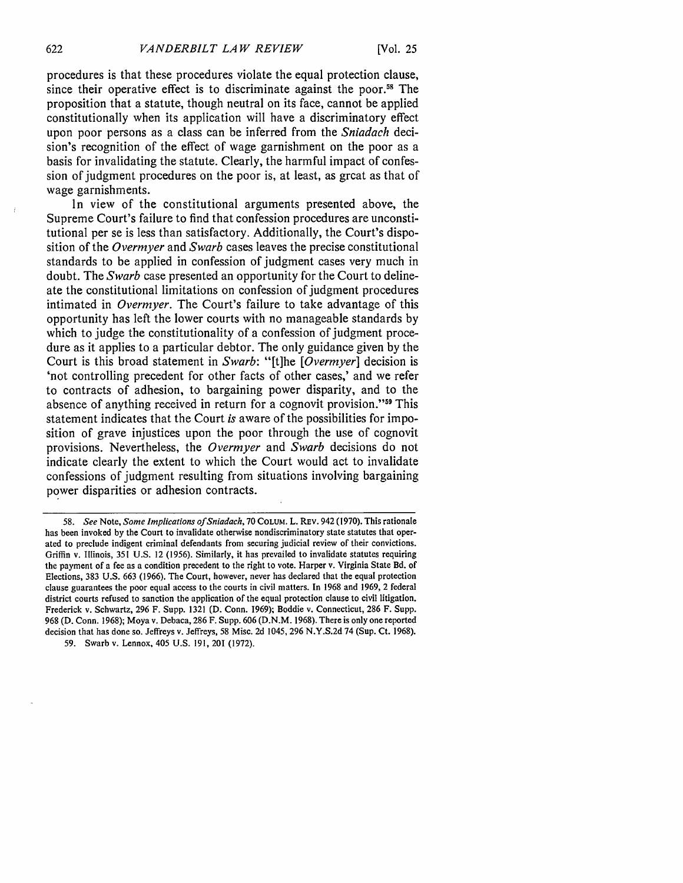procedures is that these procedures violate the equal protection clause, since their operative effect is to discriminate against the poor.[58] The proposition that a statute, though neutral on its face, cannot be applied constitutionally when its application will have a discriminatory effect upon poor persons as a class can be inferred from the *Sniadach* decision's recognition of the effect of wage garnishment on the poor as a basis for invalidating the statute. Clearly, the harmful impact of confession of judgment procedures on the poor is, at least, as great as that of wage garnishments.

In view of the constitutional arguments presented above, the Supreme Court's failure to find that confession procedures are unconstitutional per se is less than satisfactory. Additionally, the Court's disposition of the *Overmyer* and *Swarb* cases leaves the precise constitutional standards to be applied in confession of judgment cases very much in doubt. The *Swarb* case presented an opportunity for the Court to delineate the constitutional limitations on confession of judgment procedures intimated in *Overmyer*. The Court's failure to take advantage of this opportunity has left the lower courts with no manageable standards by which to judge the constitutionality of a confession of judgment procedure as it applies to a particular debtor. The only guidance given by the Court is this broad statement in *Swarb*: "[t]he [*Overmyer*] decision is 'not controlling precedent for other facts of other cases,' and we refer to contracts of adhesion, to bargaining power disparity, and to the absence of anything received in return for a cognovit provision."[59] This statement indicates that the Court *is* aware of the possibilities for imposition of grave injustices upon the poor through the use of cognovit provisions. Nevertheless, the *Overmyer* and *Swarb* decisions do not indicate clearly the extent to which the Court would act to invalidate confessions of judgment resulting from situations involving bargaining power disparities or adhesion contracts.

---

58. *See* Note, *Some Implications of Sniadach*, 70 COLUM. L. REV. 942 (1970). This rationale has been invoked by the Court to invalidate otherwise nondiscriminatory state statutes that operated to preclude indigent criminal defendants from securing judicial review of their convictions. Griffin v. Illinois, 351 U.S. 12 (1956). Similarly, it has prevailed to invalidate statutes requiring the payment of a fee as a condition precedent to the right to vote. Harper v. Virginia State Bd. of Elections, 383 U.S. 663 (1966). The Court, however, never has declared that the equal protection clause guarantees the poor equal access to the courts in civil matters. In 1968 and 1969, 2 federal district courts refused to sanction the application of the equal protection clause to civil litigation. Frederick v. Schwartz, 296 F. Supp. 1321 (D. Conn. 1969); Boddie v. Connecticut, 286 F. Supp. 968 (D. Conn. 1968); Moya v. Debaca, 286 F. Supp. 606 (D.N.M. 1968). There is only one reported decision that has done so. Jeffreys v. Jeffreys, 58 Misc. 2d 1045, 296 N.Y.S.2d 74 (Sup. Ct. 1968).

59. Swarb v. Lennox, 405 U.S. 191, 201 (1972).